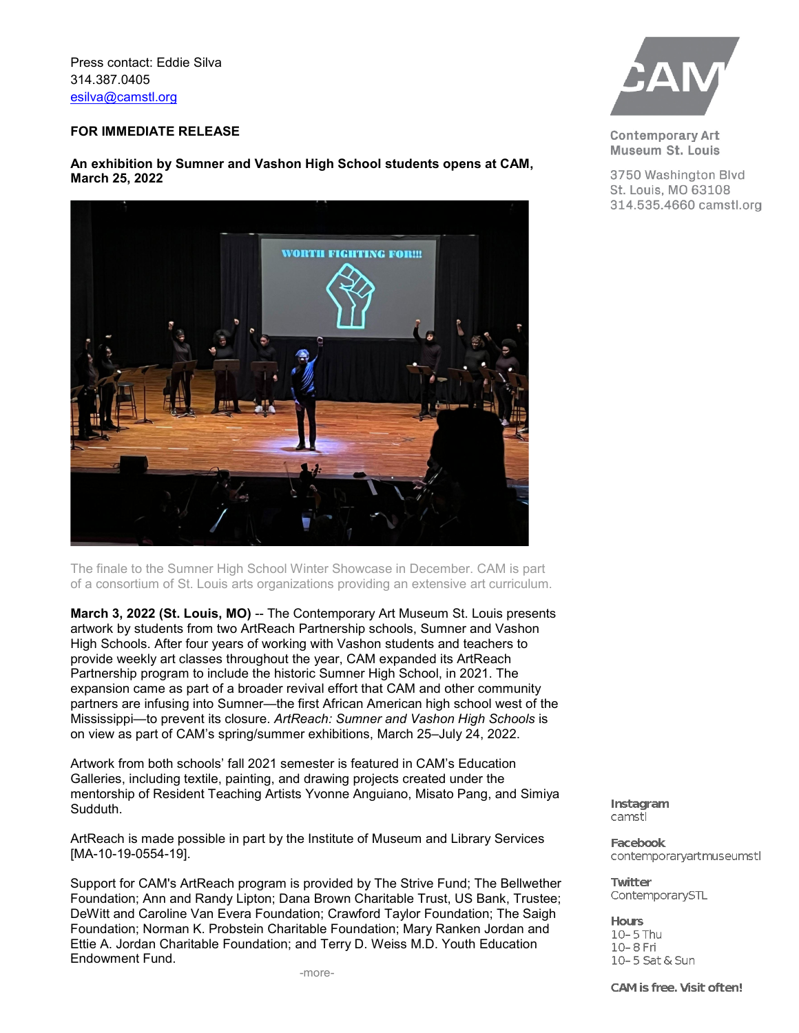Press contact: Eddie Silva
314.387.0405
esilva@camstl.org

Contemporary Art Museum St. Louis
3750 Washington Blvd
St. Louis, MO 63108
314.535.4660 camstl.org

**FOR IMMEDIATE RELEASE**

**An exhibition by Sumner and Vashon High School students opens at CAM, March 25, 2022**

The finale to the Sumner High School Winter Showcase in December. CAM is part of a consortium of St. Louis arts organizations providing an extensive art curriculum.

**March 3, 2022 (St. Louis, MO)** -- The Contemporary Art Museum St. Louis presents artwork by students from two ArtReach Partnership schools, Sumner and Vashon High Schools. After four years of working with Vashon students and teachers to provide weekly art classes throughout the year, CAM expanded its ArtReach Partnership program to include the historic Sumner High School, in 2021. The expansion came as part of a broader revival effort that CAM and other community partners are infusing into Sumner—the first African American high school west of the Mississippi—to prevent its closure. *ArtReach: Sumner and Vashon High Schools* is on view as part of CAM's spring/summer exhibitions, March 25–July 24, 2022.

Artwork from both schools' fall 2021 semester is featured in CAM's Education Galleries, including textile, painting, and drawing projects created under the mentorship of Resident Teaching Artists Yvonne Anguiano, Misato Pang, and Simiya Sudduth.

ArtReach is made possible in part by the Institute of Museum and Library Services [MA-10-19-0554-19].

Support for CAM's ArtReach program is provided by The Strive Fund; The Bellwether Foundation; Ann and Randy Lipton; Dana Brown Charitable Trust, US Bank, Trustee; DeWitt and Caroline Van Evera Foundation; Crawford Taylor Foundation; The Saigh Foundation; Norman K. Probstein Charitable Foundation; Mary Ranken Jordan and Ettie A. Jordan Charitable Foundation; and Terry D. Weiss M.D. Youth Education Endowment Fund.

-more-

**Instagram**
camstl

**Facebook**
contemporaryartmuseumstl

**Twitter**
ContemporarySTL

**Hours**
10– 5 Thu
10– 8 Fri
10– 5 Sat & Sun

**CAM is free. Visit often!**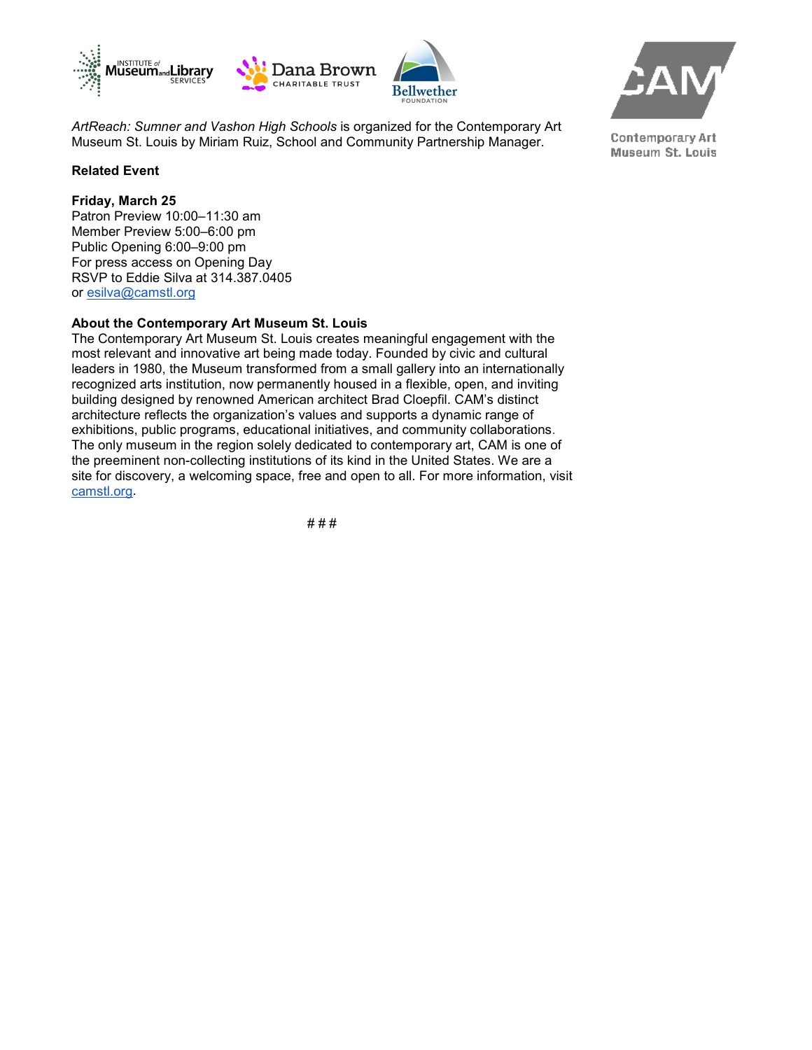*ArtReach: Sumner and Vashon High Schools* is organized for the Contemporary Art Museum St. Louis by Miriam Ruiz, School and Community Partnership Manager.

**Related Event**

**Friday, March 25**
Patron Preview 10:00–11:30 am
Member Preview 5:00–6:00 pm
Public Opening 6:00–9:00 pm
For press access on Opening Day
RSVP to Eddie Silva at 314.387.0405
or esilva@camstl.org

**About the Contemporary Art Museum St. Louis**
The Contemporary Art Museum St. Louis creates meaningful engagement with the most relevant and innovative art being made today. Founded by civic and cultural leaders in 1980, the Museum transformed from a small gallery into an internationally recognized arts institution, now permanently housed in a flexible, open, and inviting building designed by renowned American architect Brad Cloepfil. CAM's distinct architecture reflects the organization's values and supports a dynamic range of exhibitions, public programs, educational initiatives, and community collaborations. The only museum in the region solely dedicated to contemporary art, CAM is one of the preeminent non-collecting institutions of its kind in the United States. We are a site for discovery, a welcoming space, free and open to all. For more information, visit camstl.org.

# # #